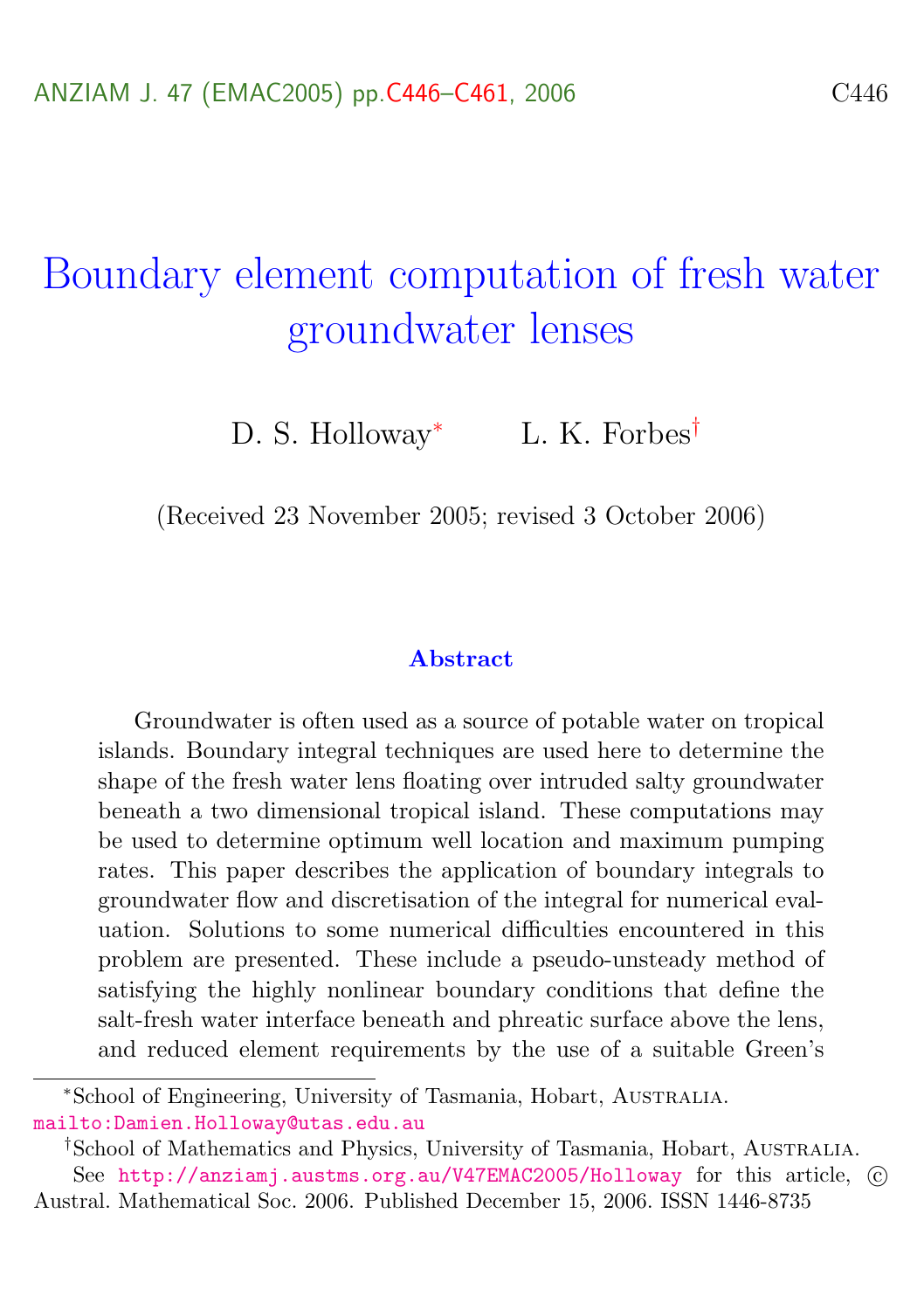# Boundary element computation of fresh water groundwater lenses

D. S. Holloway[*] L. K. Forbes[†]

(Received 23 November 2005; revised 3 October 2006)

## Abstract

Groundwater is often used as a source of potable water on tropical islands. Boundary integral techniques are used here to determine the shape of the fresh water lens floating over intruded salty groundwater beneath a two dimensional tropical island. These computations may be used to determine optimum well location and maximum pumping rates. This paper describes the application of boundary integrals to groundwater flow and discretisation of the integral for numerical evaluation. Solutions to some numerical difficulties encountered in this problem are presented. These include a pseudo-unsteady method of satisfying the highly nonlinear boundary conditions that define the salt-fresh water interface beneath and phreatic surface above the lens, and reduced element requirements by the use of a suitable Green's

[*] School of Engineering, University of Tasmania, Hobart, Australia. mailto:Damien.Holloway@utas.edu.au

[†] School of Mathematics and Physics, University of Tasmania, Hobart, Australia.

See http://anziamj.austms.org.au/V47EMAC2005/Holloway for this article, © Austral. Mathematical Soc. 2006. Published December 15, 2006. ISSN 1446-8735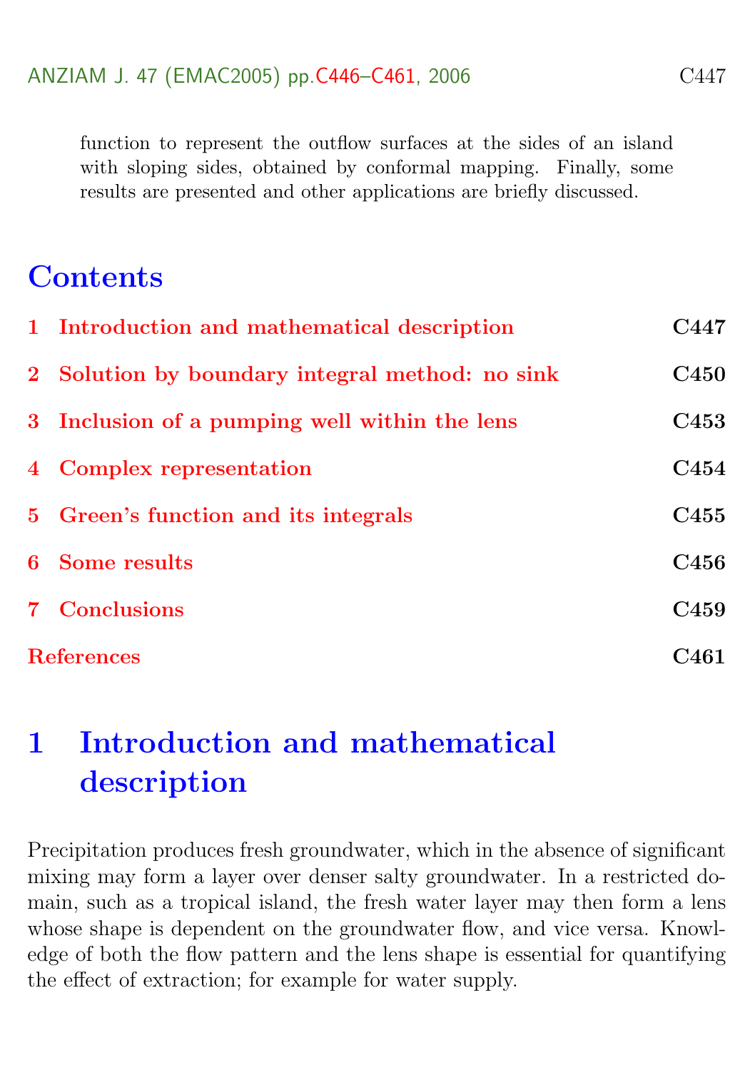function to represent the outflow surfaces at the sides of an island with sloping sides, obtained by conformal mapping. Finally, some results are presented and other applications are briefly discussed.

## Contents

1 Introduction and mathematical description — C447

2 Solution by boundary integral method: no sink — C450

3 Inclusion of a pumping well within the lens — C453

4 Complex representation — C454

5 Green's function and its integrals — C455

6 Some results — C456

7 Conclusions — C459

References — C461

# 1 Introduction and mathematical description

Precipitation produces fresh groundwater, which in the absence of significant mixing may form a layer over denser salty groundwater. In a restricted domain, such as a tropical island, the fresh water layer may then form a lens whose shape is dependent on the groundwater flow, and vice versa. Knowledge of both the flow pattern and the lens shape is essential for quantifying the effect of extraction; for example for water supply.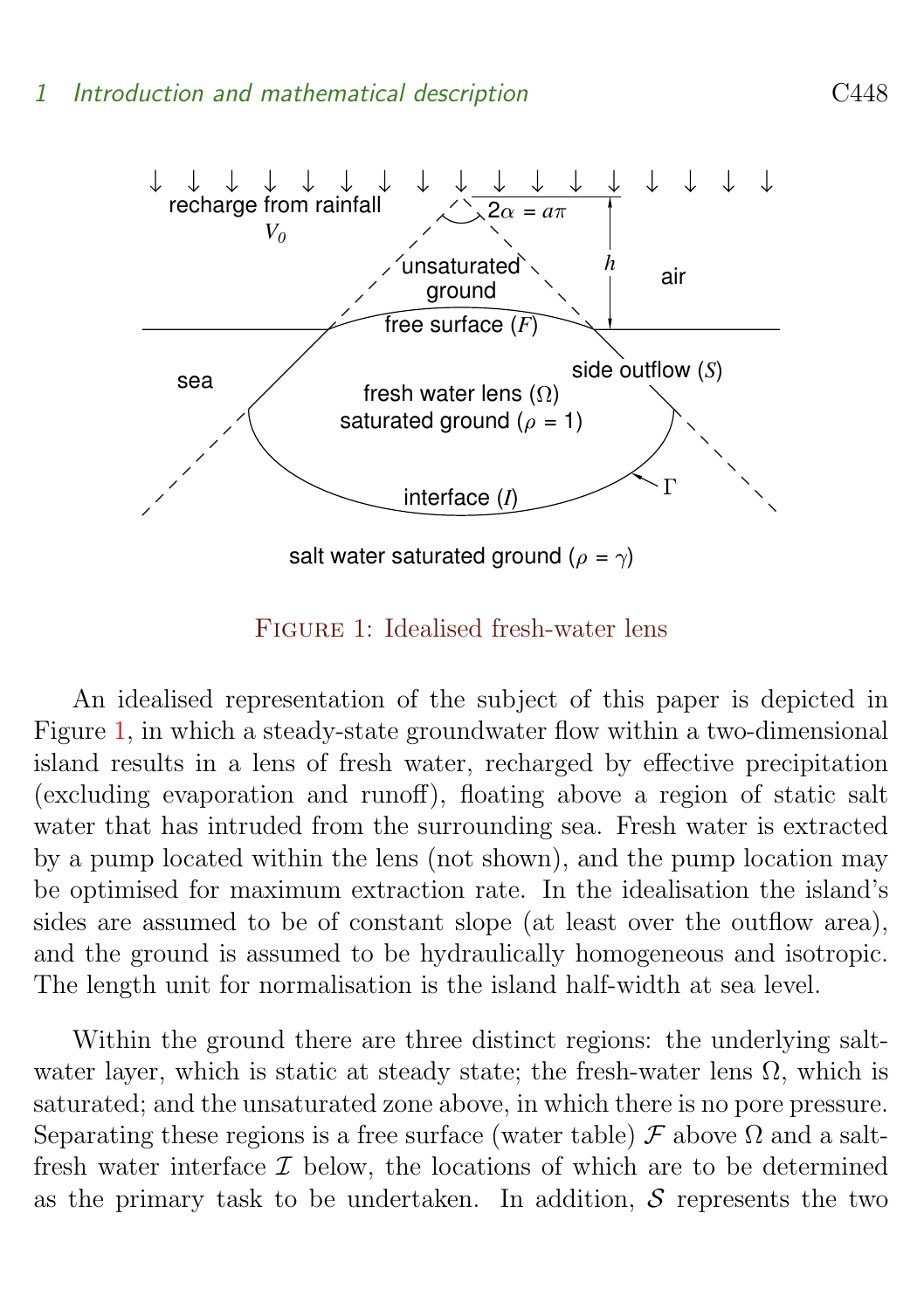Figure 1: Idealised fresh-water lens

An idealised representation of the subject of this paper is depicted in Figure 1, in which a steady-state groundwater flow within a two-dimensional island results in a lens of fresh water, recharged by effective precipitation (excluding evaporation and runoff), floating above a region of static salt water that has intruded from the surrounding sea. Fresh water is extracted by a pump located within the lens (not shown), and the pump location may be optimised for maximum extraction rate. In the idealisation the island's sides are assumed to be of constant slope (at least over the outflow area), and the ground is assumed to be hydraulically homogeneous and isotropic. The length unit for normalisation is the island half-width at sea level.

Within the ground there are three distinct regions: the underlying salt-water layer, which is static at steady state; the fresh-water lens $\Omega$, which is saturated; and the unsaturated zone above, in which there is no pore pressure. Separating these regions is a free surface (water table) $\mathcal{F}$ above $\Omega$ and a salt-fresh water interface $\mathcal{I}$ below, the locations of which are to be determined as the primary task to be undertaken. In addition, $\mathcal{S}$ represents the two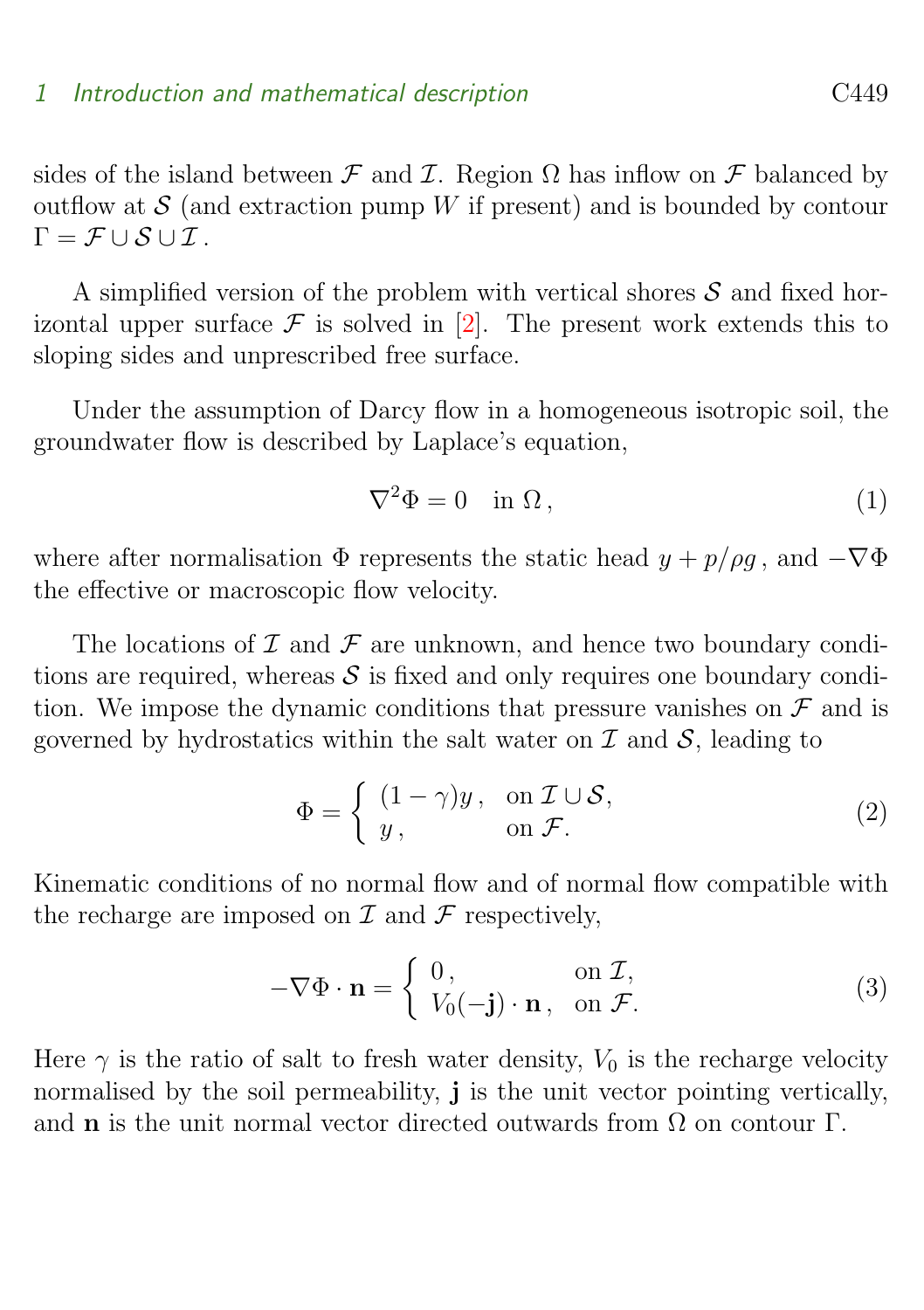sides of the island between $\mathcal{F}$ and $\mathcal{I}$. Region $\Omega$ has inflow on $\mathcal{F}$ balanced by outflow at $\mathcal{S}$ (and extraction pump $W$ if present) and is bounded by contour $\Gamma = \mathcal{F} \cup \mathcal{S} \cup \mathcal{I}$.

A simplified version of the problem with vertical shores $\mathcal{S}$ and fixed horizontal upper surface $\mathcal{F}$ is solved in [2]. The present work extends this to sloping sides and unprescribed free surface.

Under the assumption of Darcy flow in a homogeneous isotropic soil, the groundwater flow is described by Laplace's equation,

$$\nabla^2 \Phi = 0 \quad \text{in } \Omega \,, \tag{1}$$

where after normalisation $\Phi$ represents the static head $y + p/\rho g$, and $-\nabla\Phi$ the effective or macroscopic flow velocity.

The locations of $\mathcal{I}$ and $\mathcal{F}$ are unknown, and hence two boundary conditions are required, whereas $\mathcal{S}$ is fixed and only requires one boundary condition. We impose the dynamic conditions that pressure vanishes on $\mathcal{F}$ and is governed by hydrostatics within the salt water on $\mathcal{I}$ and $\mathcal{S}$, leading to

$$\Phi = \begin{cases} (1-\gamma)y \,, & \text{on } \mathcal{I} \cup \mathcal{S}, \\ y \,, & \text{on } \mathcal{F}. \end{cases} \tag{2}$$

Kinematic conditions of no normal flow and of normal flow compatible with the recharge are imposed on $\mathcal{I}$ and $\mathcal{F}$ respectively,

$$-\nabla\Phi \cdot \mathbf{n} = \begin{cases} 0 \,, & \text{on } \mathcal{I}, \\ V_0(-\mathbf{j}) \cdot \mathbf{n} \,, & \text{on } \mathcal{F}. \end{cases} \tag{3}$$

Here $\gamma$ is the ratio of salt to fresh water density, $V_0$ is the recharge velocity normalised by the soil permeability, $\mathbf{j}$ is the unit vector pointing vertically, and $\mathbf{n}$ is the unit normal vector directed outwards from $\Omega$ on contour $\Gamma$.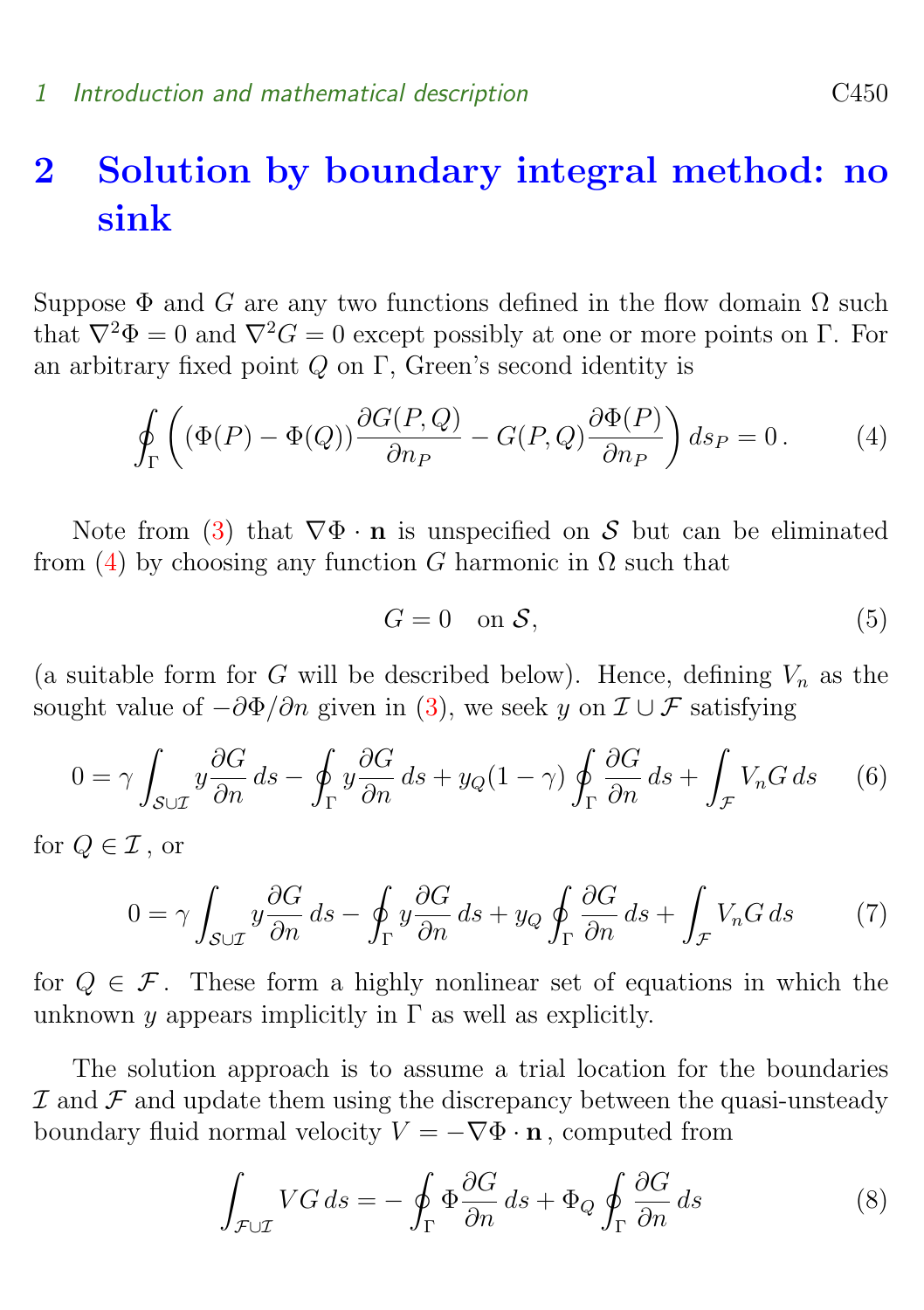# 2 Solution by boundary integral method: no sink

Suppose $\Phi$ and $G$ are any two functions defined in the flow domain $\Omega$ such that $\nabla^2\Phi = 0$ and $\nabla^2 G = 0$ except possibly at one or more points on $\Gamma$. For an arbitrary fixed point $Q$ on $\Gamma$, Green's second identity is

$$\oint_\Gamma \left( (\Phi(P) - \Phi(Q)) \frac{\partial G(P,Q)}{\partial n_P} - G(P,Q) \frac{\partial \Phi(P)}{\partial n_P} \right) ds_P = 0 \,. \tag{4}$$

Note from (3) that $\nabla\Phi \cdot \mathbf{n}$ is unspecified on $\mathcal{S}$ but can be eliminated from (4) by choosing any function $G$ harmonic in $\Omega$ such that

$$G = 0 \quad \text{on } \mathcal{S}, \tag{5}$$

(a suitable form for $G$ will be described below). Hence, defining $V_n$ as the sought value of $-\partial\Phi/\partial n$ given in (3), we seek $y$ on $\mathcal{I} \cup \mathcal{F}$ satisfying

$$0 = \gamma \int_{\mathcal{S}\cup\mathcal{I}} y \frac{\partial G}{\partial n}\, ds - \oint_\Gamma y \frac{\partial G}{\partial n}\, ds + y_Q(1-\gamma) \oint_\Gamma \frac{\partial G}{\partial n}\, ds + \int_{\mathcal{F}} V_n G\, ds \tag{6}$$

for $Q \in \mathcal{I}$ , or

$$0 = \gamma \int_{\mathcal{S}\cup\mathcal{I}} y \frac{\partial G}{\partial n}\, ds - \oint_\Gamma y \frac{\partial G}{\partial n}\, ds + y_Q \oint_\Gamma \frac{\partial G}{\partial n}\, ds + \int_{\mathcal{F}} V_n G\, ds \tag{7}$$

for $Q \in \mathcal{F}$. These form a highly nonlinear set of equations in which the unknown $y$ appears implicitly in $\Gamma$ as well as explicitly.

The solution approach is to assume a trial location for the boundaries $\mathcal{I}$ and $\mathcal{F}$ and update them using the discrepancy between the quasi-unsteady boundary fluid normal velocity $V = -\nabla\Phi \cdot \mathbf{n}$ , computed from

$$\int_{\mathcal{F}\cup\mathcal{I}} V G\, ds = -\oint_\Gamma \Phi \frac{\partial G}{\partial n}\, ds + \Phi_Q \oint_\Gamma \frac{\partial G}{\partial n}\, ds \tag{8}$$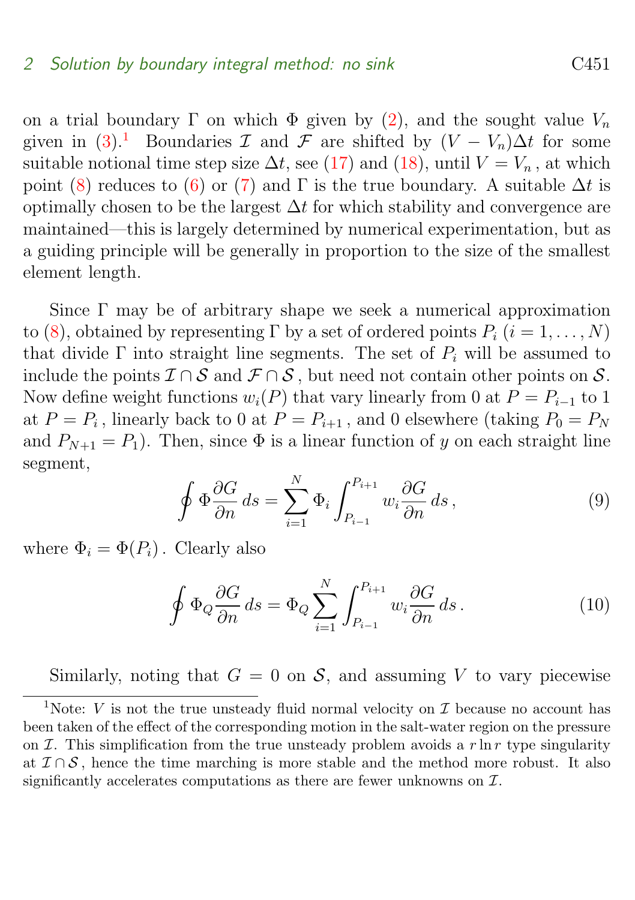on a trial boundary $\Gamma$ on which $\Phi$ given by (2), and the sought value $V_n$ given in (3).[1] Boundaries $\mathcal{I}$ and $\mathcal{F}$ are shifted by $(V - V_n)\Delta t$ for some suitable notional time step size $\Delta t$, see (17) and (18), until $V = V_n$, at which point (8) reduces to (6) or (7) and $\Gamma$ is the true boundary. A suitable $\Delta t$ is optimally chosen to be the largest $\Delta t$ for which stability and convergence are maintained—this is largely determined by numerical experimentation, but as a guiding principle will be generally in proportion to the size of the smallest element length.

Since $\Gamma$ may be of arbitrary shape we seek a numerical approximation to (8), obtained by representing $\Gamma$ by a set of ordered points $P_i$ ($i = 1, \ldots, N$) that divide $\Gamma$ into straight line segments. The set of $P_i$ will be assumed to include the points $\mathcal{I} \cap \mathcal{S}$ and $\mathcal{F} \cap \mathcal{S}$, but need not contain other points on $\mathcal{S}$. Now define weight functions $w_i(P)$ that vary linearly from 0 at $P = P_{i-1}$ to 1 at $P = P_i$, linearly back to 0 at $P = P_{i+1}$, and 0 elsewhere (taking $P_0 = P_N$ and $P_{N+1} = P_1$). Then, since $\Phi$ is a linear function of $y$ on each straight line segment,

$$\oint \Phi \frac{\partial G}{\partial n}\, ds = \sum_{i=1}^{N} \Phi_i \int_{P_{i-1}}^{P_{i+1}} w_i \frac{\partial G}{\partial n}\, ds\,, \tag{9}$$

where $\Phi_i = \Phi(P_i)$. Clearly also

$$\oint \Phi_Q \frac{\partial G}{\partial n}\, ds = \Phi_Q \sum_{i=1}^{N} \int_{P_{i-1}}^{P_{i+1}} w_i \frac{\partial G}{\partial n}\, ds\,. \tag{10}$$

Similarly, noting that $G = 0$ on $\mathcal{S}$, and assuming $V$ to vary piecewise

[1] Note: $V$ is not the true unsteady fluid normal velocity on $\mathcal{I}$ because no account has been taken of the effect of the corresponding motion in the salt-water region on the pressure on $\mathcal{I}$. This simplification from the true unsteady problem avoids a $r \ln r$ type singularity at $\mathcal{I} \cap \mathcal{S}$, hence the time marching is more stable and the method more robust. It also significantly accelerates computations as there are fewer unknowns on $\mathcal{I}$.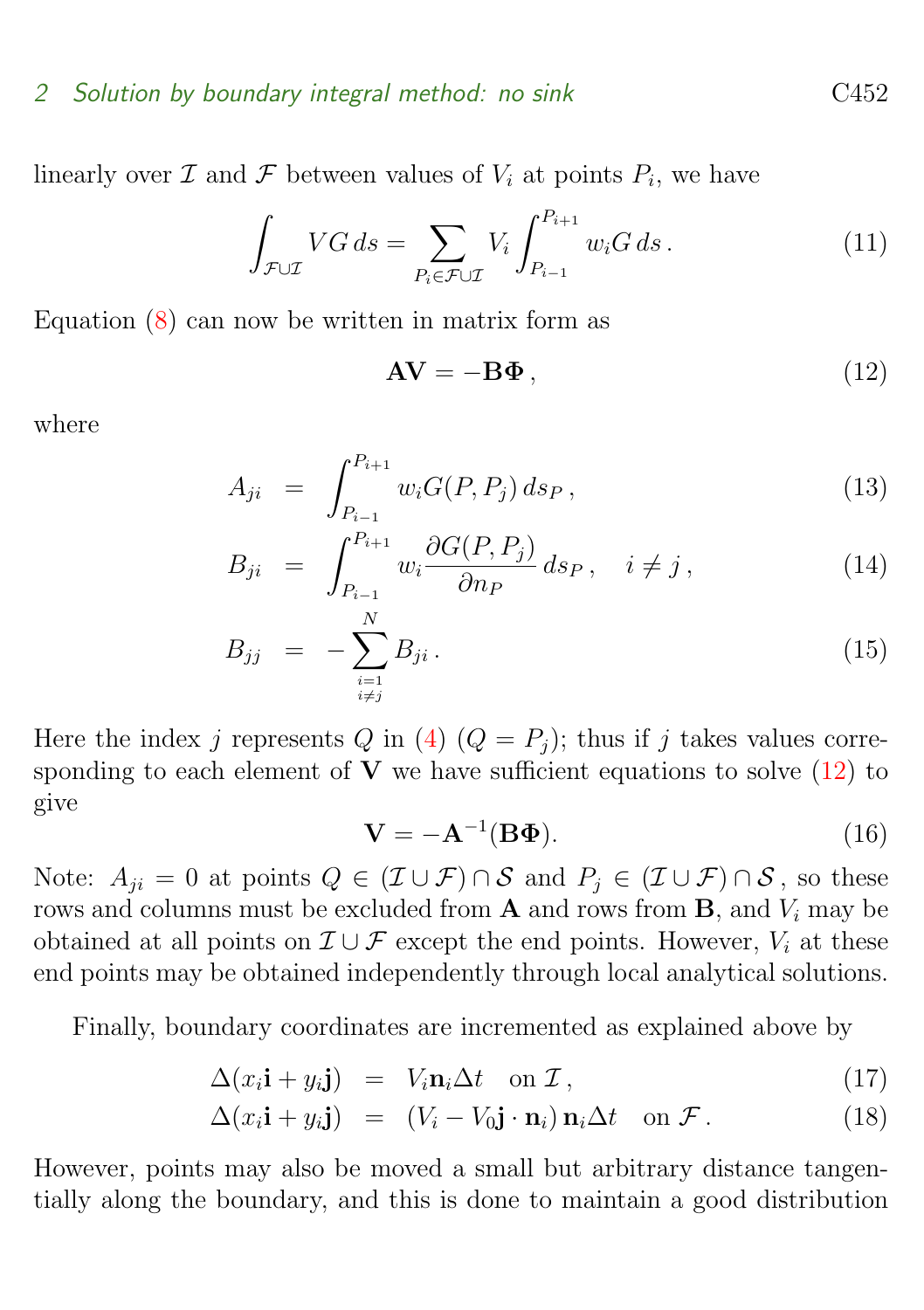linearly over $\mathcal{I}$ and $\mathcal{F}$ between values of $V_i$ at points $P_i$, we have

$$\int_{\mathcal{F}\cup\mathcal{I}} VG\,ds = \sum_{P_i\in\mathcal{F}\cup\mathcal{I}} V_i \int_{P_{i-1}}^{P_{i+1}} w_i G\,ds\,. \tag{11}$$

Equation (8) can now be written in matrix form as

$$\mathbf{AV} = -\mathbf{B\Phi}\,, \tag{12}$$

where

$$A_{ji} = \int_{P_{i-1}}^{P_{i+1}} w_i G(P,P_j)\,ds_P\,, \tag{13}$$

$$B_{ji} = \int_{P_{i-1}}^{P_{i+1}} w_i \frac{\partial G(P,P_j)}{\partial n_P}\,ds_P\,, \quad i \neq j\,, \tag{14}$$

$$B_{jj} = -\sum_{\substack{i=1\\ i\neq j}}^{N} B_{ji}\,. \tag{15}$$

Here the index $j$ represents $Q$ in (4) ($Q = P_j$); thus if $j$ takes values corresponding to each element of $\mathbf{V}$ we have sufficient equations to solve (12) to give

$$\mathbf{V} = -\mathbf{A}^{-1}(\mathbf{B\Phi}). \tag{16}$$

Note: $A_{ji} = 0$ at points $Q \in (\mathcal{I}\cup\mathcal{F})\cap\mathcal{S}$ and $P_j \in (\mathcal{I}\cup\mathcal{F})\cap\mathcal{S}$, so these rows and columns must be excluded from $\mathbf{A}$ and rows from $\mathbf{B}$, and $V_i$ may be obtained at all points on $\mathcal{I}\cup\mathcal{F}$ except the end points. However, $V_i$ at these end points may be obtained independently through local analytical solutions.

Finally, boundary coordinates are incremented as explained above by

$$\Delta(x_i\mathbf{i} + y_i\mathbf{j}) = V_i\mathbf{n}_i\Delta t \quad \text{on } \mathcal{I}\,, \tag{17}$$

$$\Delta(x_i\mathbf{i} + y_i\mathbf{j}) = (V_i - V_0\mathbf{j}\cdot\mathbf{n}_i)\,\mathbf{n}_i\Delta t \quad \text{on } \mathcal{F}\,. \tag{18}$$

However, points may also be moved a small but arbitrary distance tangentially along the boundary, and this is done to maintain a good distribution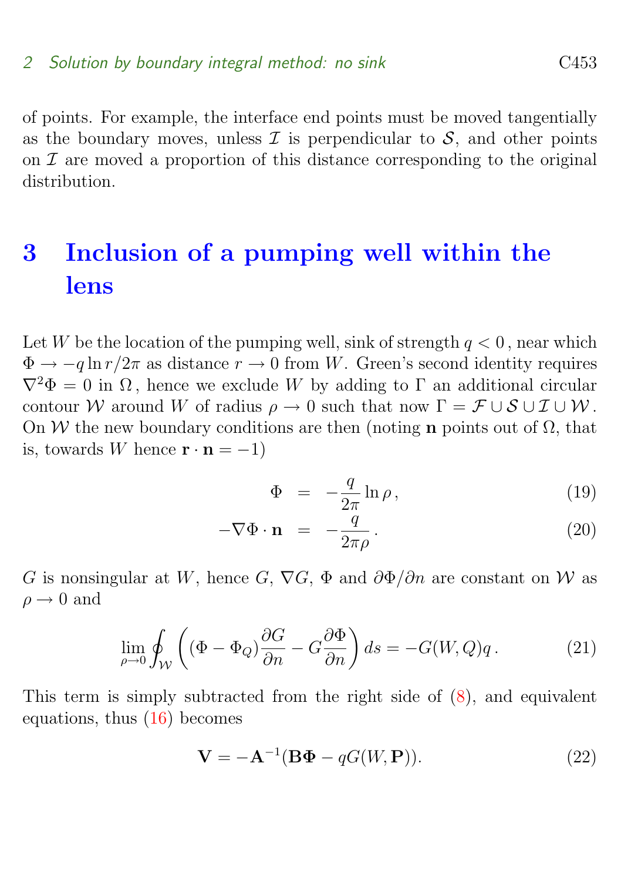of points. For example, the interface end points must be moved tangentially as the boundary moves, unless $\mathcal{I}$ is perpendicular to $\mathcal{S}$, and other points on $\mathcal{I}$ are moved a proportion of this distance corresponding to the original distribution.

# 3 Inclusion of a pumping well within the lens

Let $W$ be the location of the pumping well, sink of strength $q < 0$, near which $\Phi \to -q \ln r / 2\pi$ as distance $r \to 0$ from $W$. Green's second identity requires $\nabla^2 \Phi = 0$ in $\Omega$, hence we exclude $W$ by adding to $\Gamma$ an additional circular contour $\mathcal{W}$ around $W$ of radius $\rho \to 0$ such that now $\Gamma = \mathcal{F} \cup \mathcal{S} \cup \mathcal{I} \cup \mathcal{W}$. On $\mathcal{W}$ the new boundary conditions are then (noting $\mathbf{n}$ points out of $\Omega$, that is, towards $W$ hence $\mathbf{r} \cdot \mathbf{n} = -1$)

$$\Phi = -\frac{q}{2\pi} \ln \rho \,, \tag{19}$$

$$-\nabla \Phi \cdot \mathbf{n} = -\frac{q}{2\pi\rho} \,. \tag{20}$$

$G$ is nonsingular at $W$, hence $G$, $\nabla G$, $\Phi$ and $\partial \Phi / \partial n$ are constant on $\mathcal{W}$ as $\rho \to 0$ and

$$\lim_{\rho \to 0} \oint_{\mathcal{W}} \left( (\Phi - \Phi_Q) \frac{\partial G}{\partial n} - G \frac{\partial \Phi}{\partial n} \right) ds = -G(W, Q) q \,. \tag{21}$$

This term is simply subtracted from the right side of (8), and equivalent equations, thus (16) becomes

$$\mathbf{V} = -\mathbf{A}^{-1} (\mathbf{B} \boldsymbol{\Phi} - q G(W, \mathbf{P})). \tag{22}$$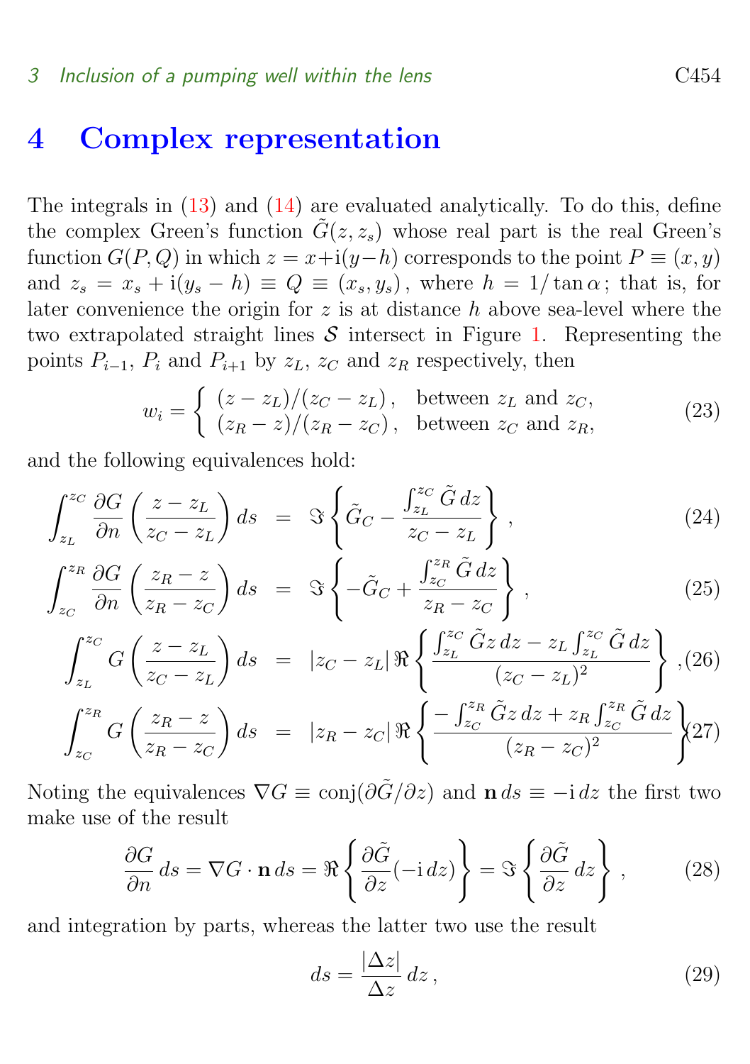# 4 Complex representation

The integrals in (13) and (14) are evaluated analytically. To do this, define the complex Green's function $\tilde{G}(z, z_s)$ whose real part is the real Green's function $G(P, Q)$ in which $z = x + \mathrm{i}(y - h)$ corresponds to the point $P \equiv (x, y)$ and $z_s = x_s + \mathrm{i}(y_s - h) \equiv Q \equiv (x_s, y_s)$, where $h = 1/\tan\alpha$; that is, for later convenience the origin for $z$ is at distance $h$ above sea-level where the two extrapolated straight lines $\mathcal{S}$ intersect in Figure 1. Representing the points $P_{i-1}$, $P_i$ and $P_{i+1}$ by $z_L$, $z_C$ and $z_R$ respectively, then

$$w_i = \begin{cases} (z - z_L)/(z_C - z_L)\,, & \text{between } z_L \text{ and } z_C, \\ (z_R - z)/(z_R - z_C)\,, & \text{between } z_C \text{ and } z_R, \end{cases} \tag{23}$$

and the following equivalences hold:

$$\int_{z_L}^{z_C} \frac{\partial G}{\partial n}\left(\frac{z - z_L}{z_C - z_L}\right) ds = \Im\left\{\tilde{G}_C - \frac{\int_{z_L}^{z_C} \tilde{G}\, dz}{z_C - z_L}\right\}, \tag{24}$$

$$\int_{z_C}^{z_R} \frac{\partial G}{\partial n}\left(\frac{z_R - z}{z_R - z_C}\right) ds = \Im\left\{-\tilde{G}_C + \frac{\int_{z_C}^{z_R} \tilde{G}\, dz}{z_R - z_C}\right\}, \tag{25}$$

$$\int_{z_L}^{z_C} G\left(\frac{z - z_L}{z_C - z_L}\right) ds = |z_C - z_L|\, \Re\left\{\frac{\int_{z_L}^{z_C} \tilde{G} z\, dz - z_L \int_{z_L}^{z_C} \tilde{G}\, dz}{(z_C - z_L)^2}\right\}, \tag{26}$$

$$\int_{z_C}^{z_R} G\left(\frac{z_R - z}{z_R - z_C}\right) ds = |z_R - z_C|\, \Re\left\{\frac{-\int_{z_C}^{z_R} \tilde{G} z\, dz + z_R \int_{z_C}^{z_R} \tilde{G}\, dz}{(z_R - z_C)^2}\right\} \tag{27}$$

Noting the equivalences $\nabla G \equiv \operatorname{conj}(\partial\tilde{G}/\partial z)$ and $\mathbf{n}\, ds \equiv -\mathrm{i}\, dz$ the first two make use of the result

$$\frac{\partial G}{\partial n}\, ds = \nabla G \cdot \mathbf{n}\, ds = \Re\left\{\frac{\partial \tilde{G}}{\partial z}(-\mathrm{i}\, dz)\right\} = \Im\left\{\frac{\partial \tilde{G}}{\partial z}\, dz\right\}, \tag{28}$$

and integration by parts, whereas the latter two use the result

$$ds = \frac{|\Delta z|}{\Delta z}\, dz\,, \tag{29}$$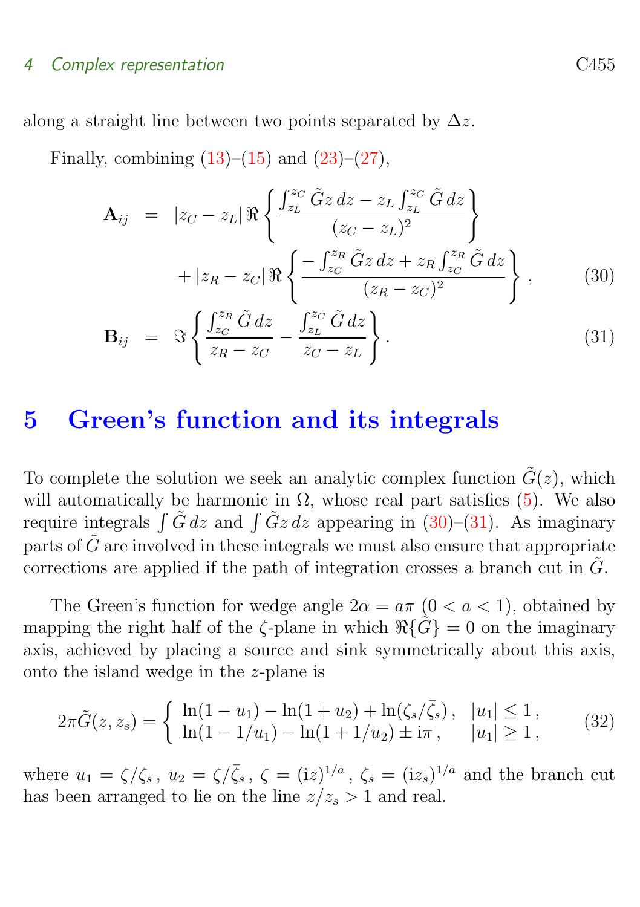along a straight line between two points separated by $\Delta z$.

Finally, combining (13)–(15) and (23)–(27),

$$\begin{aligned}
\mathbf{A}_{ij} &= |z_C - z_L| \,\Re\left\{ \frac{\int_{z_L}^{z_C} \tilde{G} z \, dz - z_L \int_{z_L}^{z_C} \tilde{G} \, dz}{(z_C - z_L)^2} \right\} \\
&\quad + |z_R - z_C| \,\Re\left\{ \frac{-\int_{z_C}^{z_R} \tilde{G} z \, dz + z_R \int_{z_C}^{z_R} \tilde{G} \, dz}{(z_R - z_C)^2} \right\}, \qquad (30)
\end{aligned}$$

$$\mathbf{B}_{ij} = \Im\left\{ \frac{\int_{z_C}^{z_R} \tilde{G} \, dz}{z_R - z_C} - \frac{\int_{z_L}^{z_C} \tilde{G} \, dz}{z_C - z_L} \right\}. \qquad (31)$$

# 5 Green's function and its integrals

To complete the solution we seek an analytic complex function $\tilde{G}(z)$, which will automatically be harmonic in $\Omega$, whose real part satisfies (5). We also require integrals $\int \tilde{G} \, dz$ and $\int \tilde{G} z \, dz$ appearing in (30)–(31). As imaginary parts of $\tilde{G}$ are involved in these integrals we must also ensure that appropriate corrections are applied if the path of integration crosses a branch cut in $\tilde{G}$.

The Green's function for wedge angle $2\alpha = a\pi$ $(0 < a < 1)$, obtained by mapping the right half of the $\zeta$-plane in which $\Re\{\tilde{G}\} = 0$ on the imaginary axis, achieved by placing a source and sink symmetrically about this axis, onto the island wedge in the $z$-plane is

$$2\pi \tilde{G}(z, z_s) = \begin{cases} \ln(1 - u_1) - \ln(1 + u_2) + \ln(\zeta_s/\bar{\zeta}_s), & |u_1| \leq 1, \\ \ln(1 - 1/u_1) - \ln(1 + 1/u_2) \pm \mathrm{i}\pi, & |u_1| \geq 1, \end{cases} \qquad (32)$$

where $u_1 = \zeta/\zeta_s$, $u_2 = \zeta/\bar{\zeta}_s$, $\zeta = (\mathrm{i}z)^{1/a}$, $\zeta_s = (\mathrm{i}z_s)^{1/a}$ and the branch cut has been arranged to lie on the line $z/z_s > 1$ and real.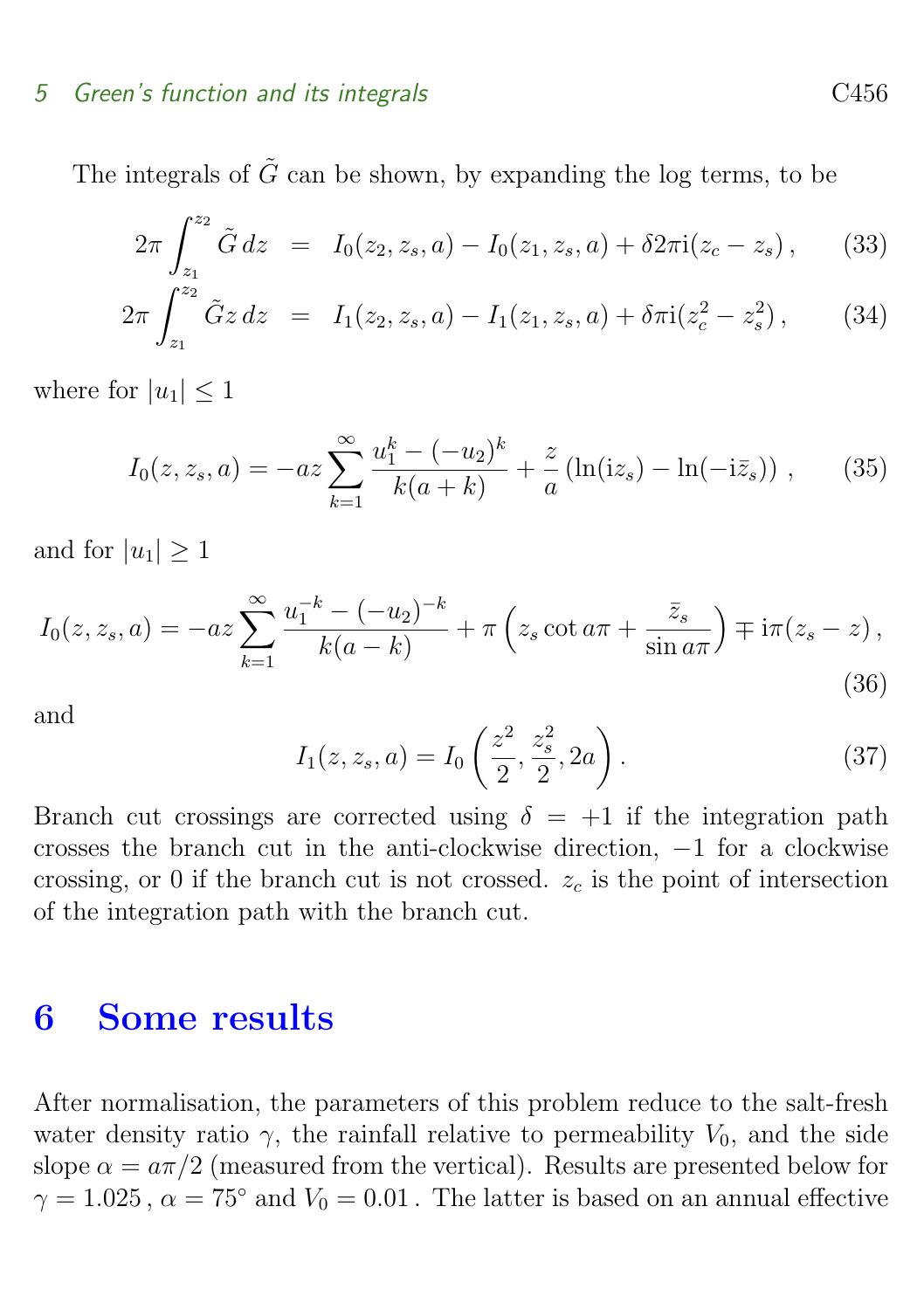The integrals of $\tilde{G}$ can be shown, by expanding the log terms, to be

$$2\pi \int_{z_1}^{z_2} \tilde{G}\, dz = I_0(z_2, z_s, a) - I_0(z_1, z_s, a) + \delta 2\pi \mathrm{i}(z_c - z_s)\,, \tag{33}$$

$$2\pi \int_{z_1}^{z_2} \tilde{G} z\, dz = I_1(z_2, z_s, a) - I_1(z_1, z_s, a) + \delta \pi \mathrm{i}(z_c^2 - z_s^2)\,, \tag{34}$$

where for $|u_1| \leq 1$

$$I_0(z, z_s, a) = -az \sum_{k=1}^{\infty} \frac{u_1^k - (-u_2)^k}{k(a+k)} + \frac{z}{a}\left(\ln(\mathrm{i}z_s) - \ln(-\mathrm{i}\bar{z}_s)\right)\,, \tag{35}$$

and for $|u_1| \geq 1$

$$I_0(z, z_s, a) = -az \sum_{k=1}^{\infty} \frac{u_1^{-k} - (-u_2)^{-k}}{k(a-k)} + \pi\left(z_s \cot a\pi + \frac{\bar{z}_s}{\sin a\pi}\right) \mp \mathrm{i}\pi(z_s - z)\,, \tag{36}$$

and

$$I_1(z, z_s, a) = I_0\left(\frac{z^2}{2}, \frac{z_s^2}{2}, 2a\right). \tag{37}$$

Branch cut crossings are corrected using $\delta = +1$ if the integration path crosses the branch cut in the anti-clockwise direction, $-1$ for a clockwise crossing, or 0 if the branch cut is not crossed. $z_c$ is the point of intersection of the integration path with the branch cut.

# 6 Some results

After normalisation, the parameters of this problem reduce to the salt-fresh water density ratio $\gamma$, the rainfall relative to permeability $V_0$, and the side slope $\alpha = a\pi/2$ (measured from the vertical). Results are presented below for $\gamma = 1.025$, $\alpha = 75^\circ$ and $V_0 = 0.01$. The latter is based on an annual effective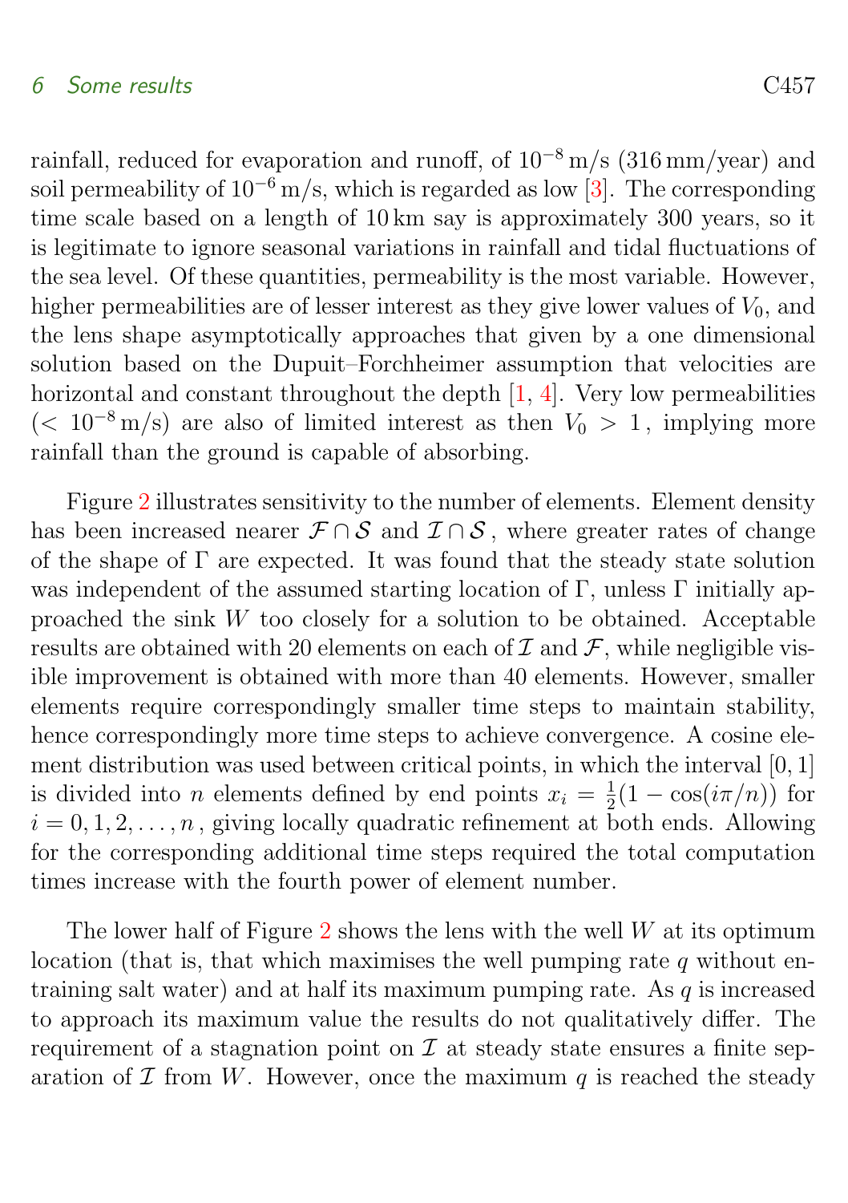rainfall, reduced for evaporation and runoff, of $10^{-8}$ m/s (316 mm/year) and soil permeability of $10^{-6}$ m/s, which is regarded as low [3]. The corresponding time scale based on a length of 10 km say is approximately 300 years, so it is legitimate to ignore seasonal variations in rainfall and tidal fluctuations of the sea level. Of these quantities, permeability is the most variable. However, higher permeabilities are of lesser interest as they give lower values of $V_0$, and the lens shape asymptotically approaches that given by a one dimensional solution based on the Dupuit–Forchheimer assumption that velocities are horizontal and constant throughout the depth [1, 4]. Very low permeabilities ($< 10^{-8}$ m/s) are also of limited interest as then $V_0 > 1$, implying more rainfall than the ground is capable of absorbing.

Figure 2 illustrates sensitivity to the number of elements. Element density has been increased nearer $\mathcal{F} \cap \mathcal{S}$ and $\mathcal{I} \cap \mathcal{S}$, where greater rates of change of the shape of $\Gamma$ are expected. It was found that the steady state solution was independent of the assumed starting location of $\Gamma$, unless $\Gamma$ initially approached the sink $W$ too closely for a solution to be obtained. Acceptable results are obtained with 20 elements on each of $\mathcal{I}$ and $\mathcal{F}$, while negligible visible improvement is obtained with more than 40 elements. However, smaller elements require correspondingly smaller time steps to maintain stability, hence correspondingly more time steps to achieve convergence. A cosine element distribution was used between critical points, in which the interval $[0, 1]$ is divided into $n$ elements defined by end points $x_i = \frac{1}{2}(1 - \cos(i\pi/n))$ for $i = 0, 1, 2, \ldots, n$, giving locally quadratic refinement at both ends. Allowing for the corresponding additional time steps required the total computation times increase with the fourth power of element number.

The lower half of Figure 2 shows the lens with the well $W$ at its optimum location (that is, that which maximises the well pumping rate $q$ without entraining salt water) and at half its maximum pumping rate. As $q$ is increased to approach its maximum value the results do not qualitatively differ. The requirement of a stagnation point on $\mathcal{I}$ at steady state ensures a finite separation of $\mathcal{I}$ from $W$. However, once the maximum $q$ is reached the steady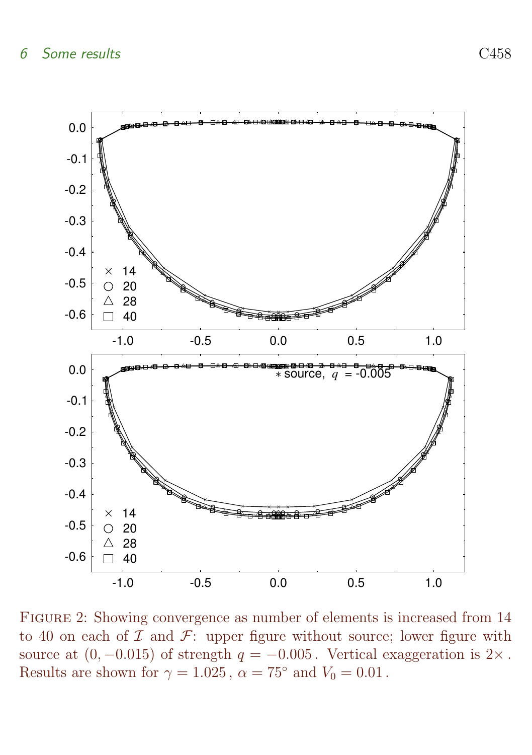Figure 2: Showing convergence as number of elements is increased from 14 to 40 on each of $\mathcal{I}$ and $\mathcal{F}$: upper figure without source; lower figure with source at $(0, -0.015)$ of strength $q = -0.005$. Vertical exaggeration is $2\times$. Results are shown for $\gamma = 1.025$, $\alpha = 75^\circ$ and $V_0 = 0.01$.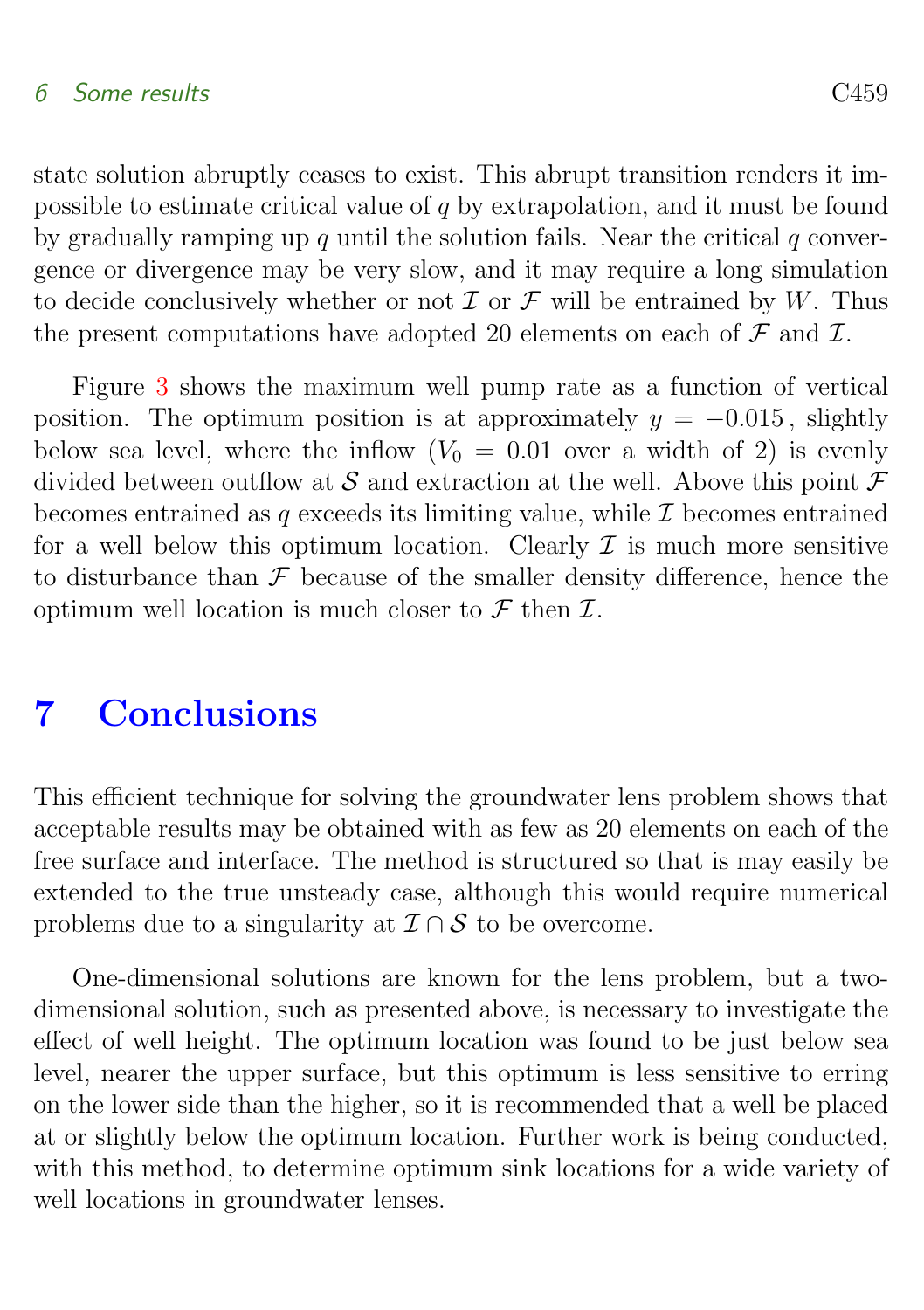state solution abruptly ceases to exist. This abrupt transition renders it impossible to estimate critical value of $q$ by extrapolation, and it must be found by gradually ramping up $q$ until the solution fails. Near the critical $q$ convergence or divergence may be very slow, and it may require a long simulation to decide conclusively whether or not $\mathcal{I}$ or $\mathcal{F}$ will be entrained by $W$. Thus the present computations have adopted 20 elements on each of $\mathcal{F}$ and $\mathcal{I}$.

Figure 3 shows the maximum well pump rate as a function of vertical position. The optimum position is at approximately $y = -0.015$, slightly below sea level, where the inflow ($V_0 = 0.01$ over a width of 2) is evenly divided between outflow at $\mathcal{S}$ and extraction at the well. Above this point $\mathcal{F}$ becomes entrained as $q$ exceeds its limiting value, while $\mathcal{I}$ becomes entrained for a well below this optimum location. Clearly $\mathcal{I}$ is much more sensitive to disturbance than $\mathcal{F}$ because of the smaller density difference, hence the optimum well location is much closer to $\mathcal{F}$ then $\mathcal{I}$.

# 7 Conclusions

This efficient technique for solving the groundwater lens problem shows that acceptable results may be obtained with as few as 20 elements on each of the free surface and interface. The method is structured so that is may easily be extended to the true unsteady case, although this would require numerical problems due to a singularity at $\mathcal{I} \cap \mathcal{S}$ to be overcome.

One-dimensional solutions are known for the lens problem, but a two-dimensional solution, such as presented above, is necessary to investigate the effect of well height. The optimum location was found to be just below sea level, nearer the upper surface, but this optimum is less sensitive to erring on the lower side than the higher, so it is recommended that a well be placed at or slightly below the optimum location. Further work is being conducted, with this method, to determine optimum sink locations for a wide variety of well locations in groundwater lenses.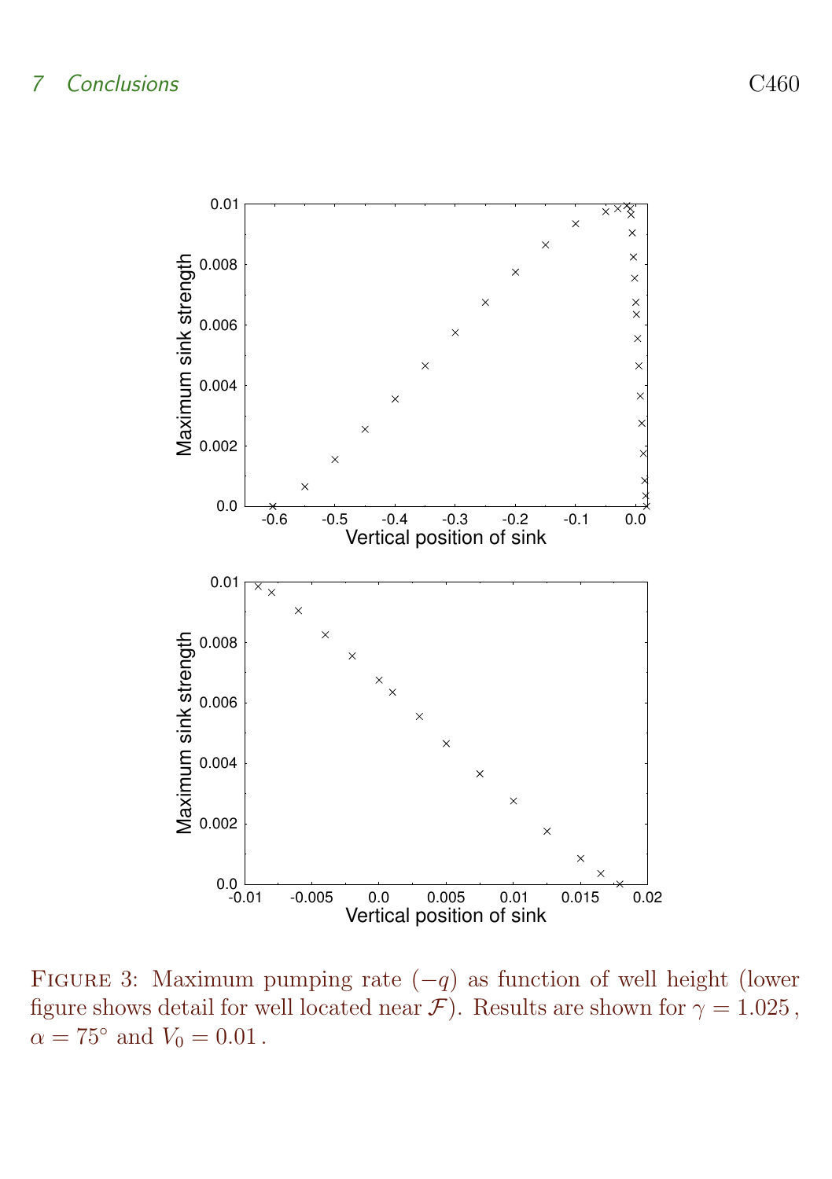Figure 3: Maximum pumping rate ($-q$) as function of well height (lower figure shows detail for well located near $\mathcal{F}$). Results are shown for $\gamma = 1.025$, $\alpha = 75^\circ$ and $V_0 = 0.01$.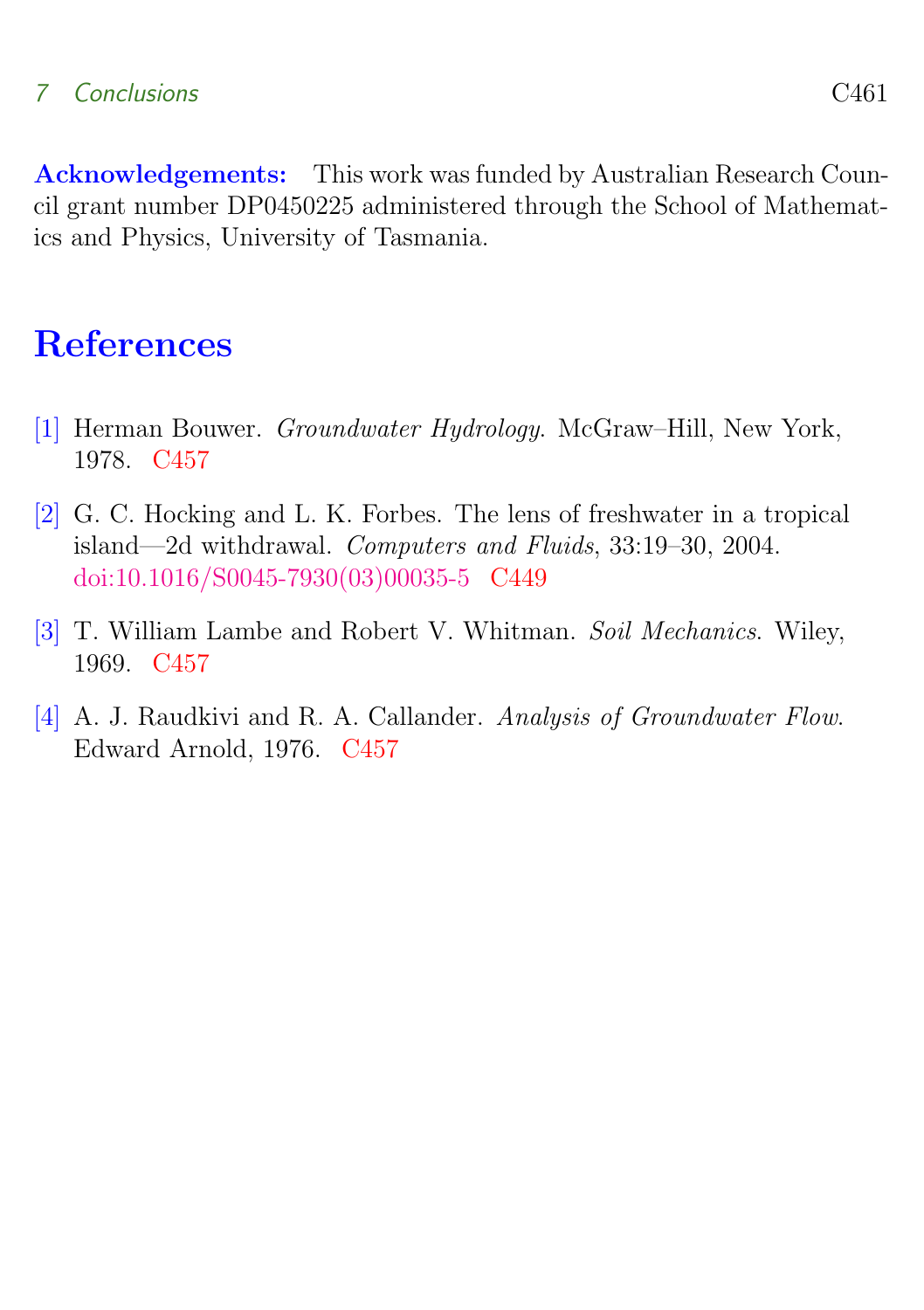**Acknowledgements:** This work was funded by Australian Research Council grant number DP0450225 administered through the School of Mathematics and Physics, University of Tasmania.

# References

[1] Herman Bouwer. *Groundwater Hydrology*. McGraw–Hill, New York, 1978. C457

[2] G. C. Hocking and L. K. Forbes. The lens of freshwater in a tropical island—2d withdrawal. *Computers and Fluids*, 33:19–30, 2004. doi:10.1016/S0045-7930(03)00035-5 C449

[3] T. William Lambe and Robert V. Whitman. *Soil Mechanics*. Wiley, 1969. C457

[4] A. J. Raudkivi and R. A. Callander. *Analysis of Groundwater Flow*. Edward Arnold, 1976. C457